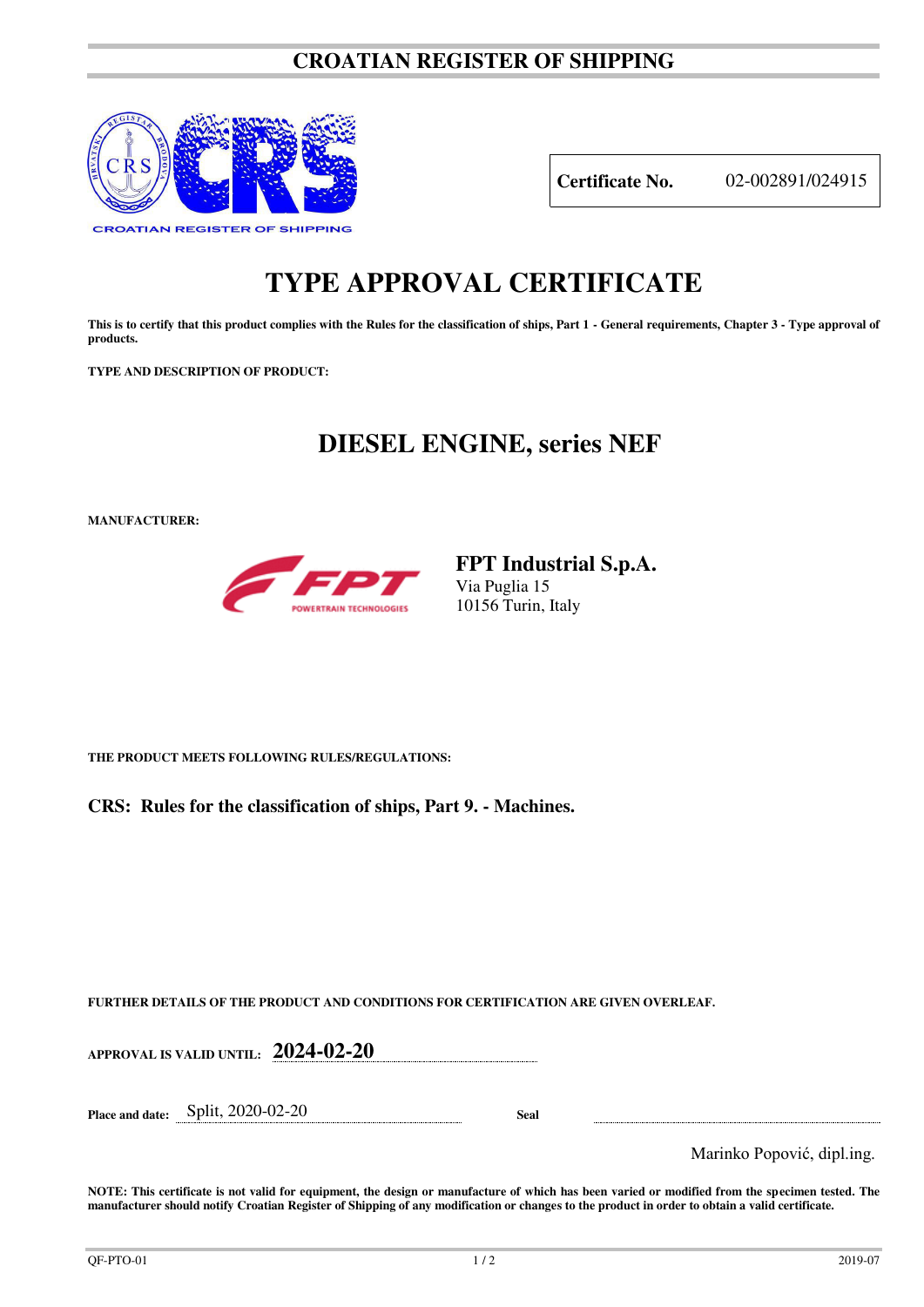# CROATIAN REGISTER OF SHIPPING

CROATIAN REGISTER OF SHIPPING

| **Certificate No.** | 02-002891/024915 |
|---|---|

# TYPE APPROVAL CERTIFICATE

**This is to certify that this product complies with the Rules for the classification of ships, Part 1 - General requirements, Chapter 3 - Type approval of products.**

**TYPE AND DESCRIPTION OF PRODUCT:**

## DIESEL ENGINE, series NEF

**MANUFACTURER:**

**FPT Industrial S.p.A.**
Via Puglia 15
10156 Turin, Italy

**THE PRODUCT MEETS FOLLOWING RULES/REGULATIONS:**

**CRS: Rules for the classification of ships, Part 9. - Machines.**

**FURTHER DETAILS OF THE PRODUCT AND CONDITIONS FOR CERTIFICATION ARE GIVEN OVERLEAF.**

**APPROVAL IS VALID UNTIL:** **2024-02-20**

**Place and date:** Split, 2020-02-20

**Seal**

Marinko Popović, dipl.ing.

**NOTE: This certificate is not valid for equipment, the design or manufacture of which has been varied or modified from the specimen tested. The manufacturer should notify Croatian Register of Shipping of any modification or changes to the product in order to obtain a valid certificate.**

QF-PTO-01 2019-07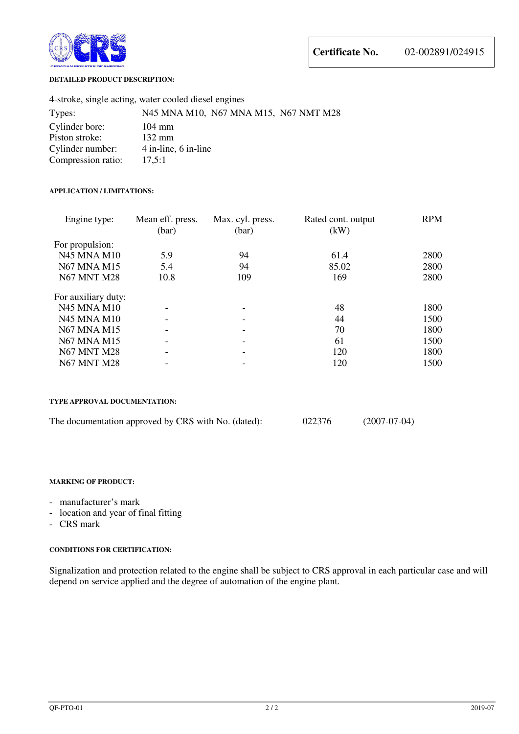**Certificate No.** 02-002891/024915

#### DETAILED PRODUCT DESCRIPTION:

4-stroke, single acting, water cooled diesel engines

| | |
|---|---|
| Types: | N45 MNA M10, N67 MNA M15, N67 NMT M28 |
| Cylinder bore: | 104 mm |
| Piston stroke: | 132 mm |
| Cylinder number: | 4 in-line, 6 in-line |
| Compression ratio: | 17,5:1 |

#### APPLICATION / LIMITATIONS:

| Engine type: | Mean eff. press. (bar) | Max. cyl. press. (bar) | Rated cont. output (kW) | RPM |
|---|---|---|---|---|
| For propulsion: | | | | |
| N45 MNA M10 | 5.9 | 94 | 61.4 | 2800 |
| N67 MNA M15 | 5.4 | 94 | 85.02 | 2800 |
| N67 MNT M28 | 10.8 | 109 | 169 | 2800 |
| For auxiliary duty: | | | | |
| N45 MNA M10 | - | - | 48 | 1800 |
| N45 MNA M10 | - | - | 44 | 1500 |
| N67 MNA M15 | - | - | 70 | 1800 |
| N67 MNA M15 | - | - | 61 | 1500 |
| N67 MNT M28 | - | - | 120 | 1800 |
| N67 MNT M28 | - | - | 120 | 1500 |

#### TYPE APPROVAL DOCUMENTATION:

The documentation approved by CRS with No. (dated): 022376 (2007-07-04)

#### MARKING OF PRODUCT:

- manufacturer's mark
- location and year of final fitting
- CRS mark

#### CONDITIONS FOR CERTIFICATION:

Signalization and protection related to the engine shall be subject to CRS approval in each particular case and will depend on service applied and the degree of automation of the engine plant.